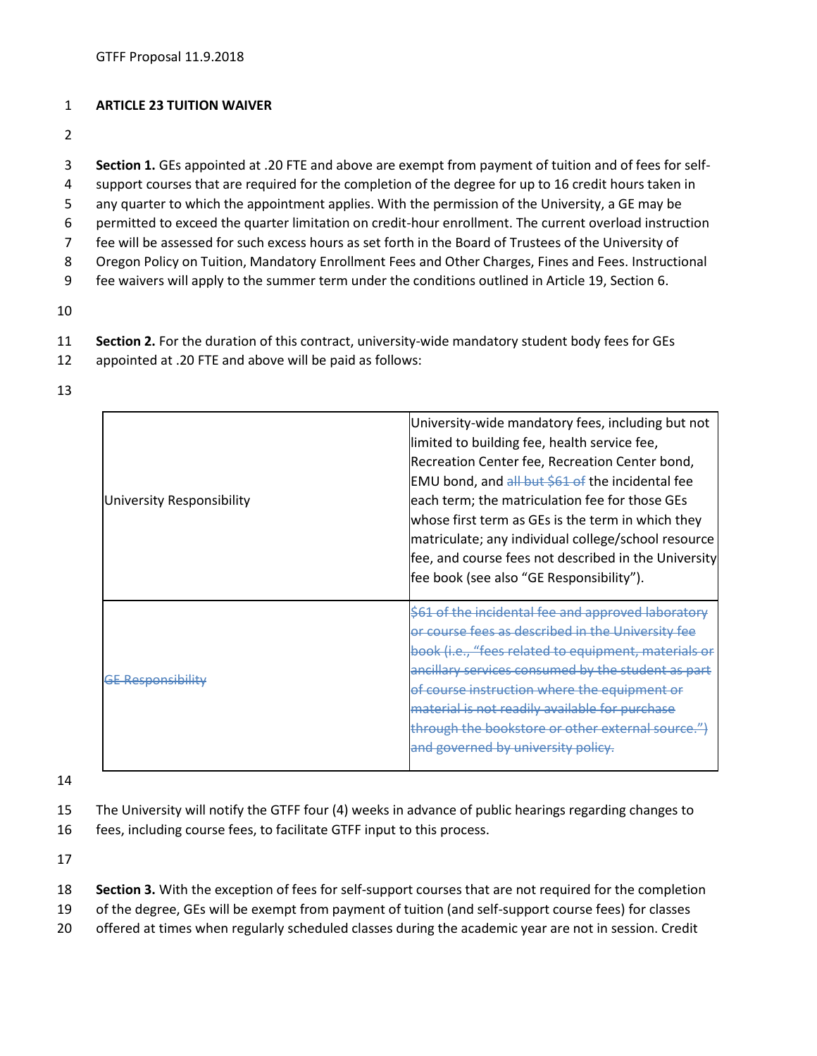GTFF Proposal 11.9.2018

**ARTICLE 23 TUITION WAIVER**

**Section 1.** GEs appointed at .20 FTE and above are exempt from payment of tuition and of fees for self-support courses that are required for the completion of the degree for up to 16 credit hours taken in any quarter to which the appointment applies. With the permission of the University, a GE may be permitted to exceed the quarter limitation on credit-hour enrollment. The current overload instruction fee will be assessed for such excess hours as set forth in the Board of Trustees of the University of Oregon Policy on Tuition, Mandatory Enrollment Fees and Other Charges, Fines and Fees. Instructional fee waivers will apply to the summer term under the conditions outlined in Article 19, Section 6.

**Section 2.** For the duration of this contract, university-wide mandatory student body fees for GEs appointed at .20 FTE and above will be paid as follows:

| | |
|---|---|
| University Responsibility | University-wide mandatory fees, including but not limited to building fee, health service fee, Recreation Center fee, Recreation Center bond, EMU bond, and ~~all but $61 of~~ the incidental fee each term; the matriculation fee for those GEs whose first term as GEs is the term in which they matriculate; any individual college/school resource fee, and course fees not described in the University fee book (see also "GE Responsibility"). |
| ~~GE Responsibility~~ | ~~$61 of the incidental fee and approved laboratory or course fees as described in the University fee book (i.e., "fees related to equipment, materials or ancillary services consumed by the student as part of course instruction where the equipment or material is not readily available for purchase through the bookstore or other external source.") and governed by university policy.~~ |

The University will notify the GTFF four (4) weeks in advance of public hearings regarding changes to fees, including course fees, to facilitate GTFF input to this process.

**Section 3.** With the exception of fees for self-support courses that are not required for the completion of the degree, GEs will be exempt from payment of tuition (and self-support course fees) for classes offered at times when regularly scheduled classes during the academic year are not in session. Credit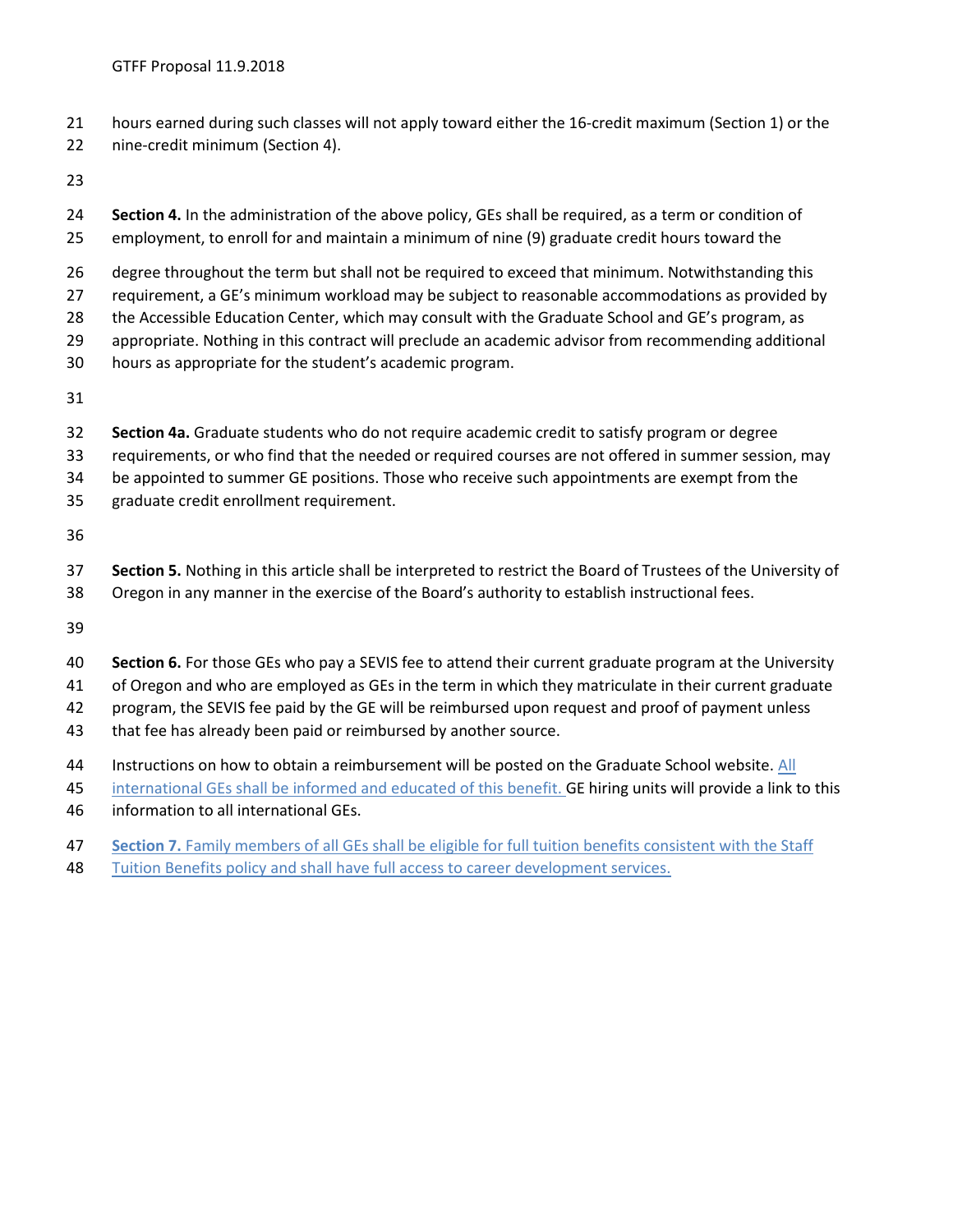hours earned during such classes will not apply toward either the 16-credit maximum (Section 1) or the nine-credit minimum (Section 4).

**Section 4.** In the administration of the above policy, GEs shall be required, as a term or condition of employment, to enroll for and maintain a minimum of nine (9) graduate credit hours toward the degree throughout the term but shall not be required to exceed that minimum. Notwithstanding this requirement, a GE's minimum workload may be subject to reasonable accommodations as provided by the Accessible Education Center, which may consult with the Graduate School and GE's program, as appropriate. Nothing in this contract will preclude an academic advisor from recommending additional hours as appropriate for the student's academic program.

**Section 4a.** Graduate students who do not require academic credit to satisfy program or degree requirements, or who find that the needed or required courses are not offered in summer session, may be appointed to summer GE positions. Those who receive such appointments are exempt from the graduate credit enrollment requirement.

**Section 5.** Nothing in this article shall be interpreted to restrict the Board of Trustees of the University of Oregon in any manner in the exercise of the Board's authority to establish instructional fees.

**Section 6.** For those GEs who pay a SEVIS fee to attend their current graduate program at the University of Oregon and who are employed as GEs in the term in which they matriculate in their current graduate program, the SEVIS fee paid by the GE will be reimbursed upon request and proof of payment unless that fee has already been paid or reimbursed by another source.

Instructions on how to obtain a reimbursement will be posted on the Graduate School website. All international GEs shall be informed and educated of this benefit. GE hiring units will provide a link to this information to all international GEs.

**Section 7.** Family members of all GEs shall be eligible for full tuition benefits consistent with the Staff Tuition Benefits policy and shall have full access to career development services.